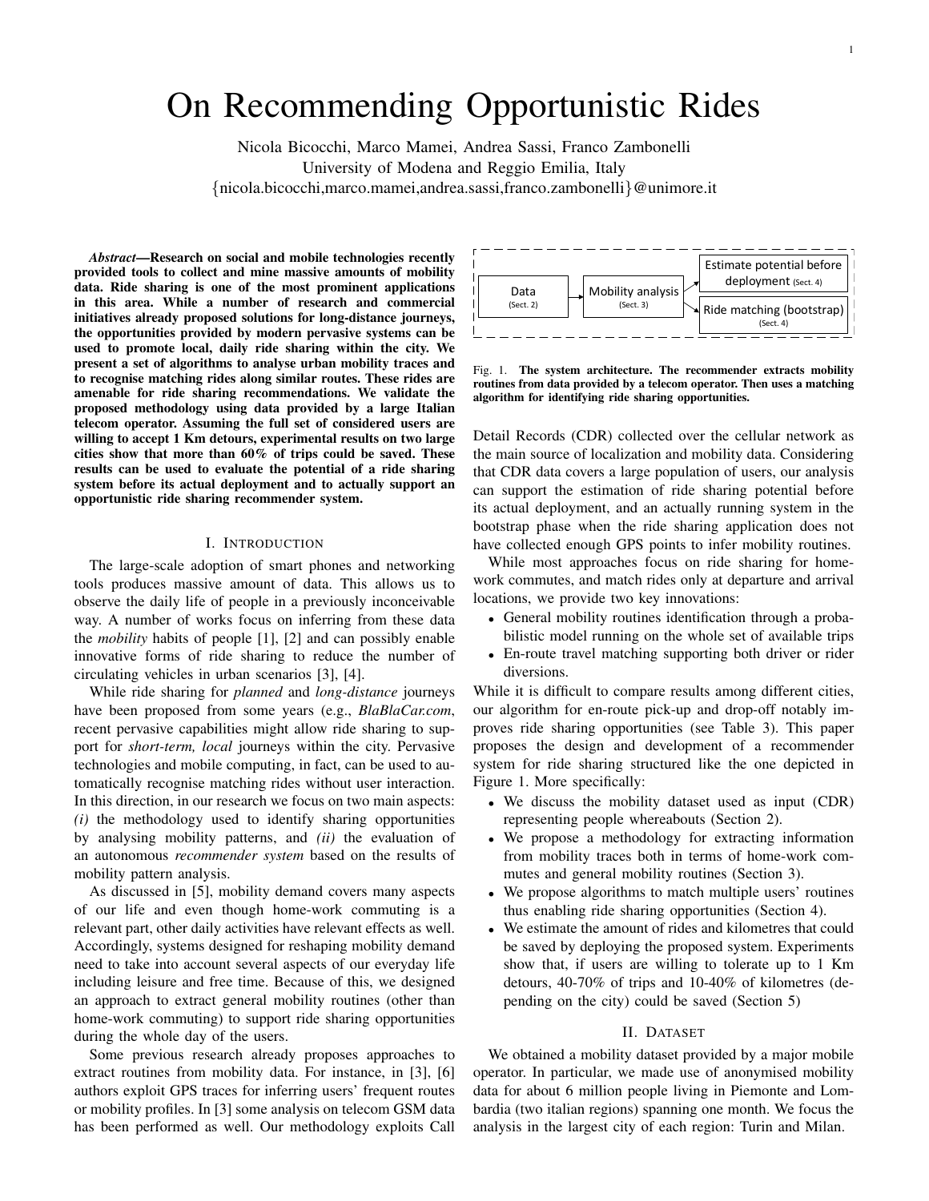# On Recommending Opportunistic Rides

Nicola Bicocchi, Marco Mamei, Andrea Sassi, Franco Zambonelli
University of Modena and Reggio Emilia, Italy
{nicola.bicocchi,marco.mamei,andrea.sassi,franco.zambonelli}@unimore.it

***Abstract*—Research on social and mobile technologies recently provided tools to collect and mine massive amounts of mobility data. Ride sharing is one of the most prominent applications in this area. While a number of research and commercial initiatives already proposed solutions for long-distance journeys, the opportunities provided by modern pervasive systems can be used to promote local, daily ride sharing within the city. We present a set of algorithms to analyse urban mobility traces and to recognise matching rides along similar routes. These rides are amenable for ride sharing recommendations. We validate the proposed methodology using data provided by a large Italian telecom operator. Assuming the full set of considered users are willing to accept 1 Km detours, experimental results on two large cities show that more than 60% of trips could be saved. These results can be used to evaluate the potential of a ride sharing system before its actual deployment and to actually support an opportunistic ride sharing recommender system.**

## I. Introduction

The large-scale adoption of smart phones and networking tools produces massive amount of data. This allows us to observe the daily life of people in a previously inconceivable way. A number of works focus on inferring from these data the *mobility* habits of people [1], [2] and can possibly enable innovative forms of ride sharing to reduce the number of circulating vehicles in urban scenarios [3], [4].

While ride sharing for *planned* and *long-distance* journeys have been proposed from some years (e.g., *BlaBlaCar.com*, recent pervasive capabilities might allow ride sharing to support for *short-term, local* journeys within the city. Pervasive technologies and mobile computing, in fact, can be used to automatically recognise matching rides without user interaction. In this direction, in our research we focus on two main aspects: *(i)* the methodology used to identify sharing opportunities by analysing mobility patterns, and *(ii)* the evaluation of an autonomous *recommender system* based on the results of mobility pattern analysis.

As discussed in [5], mobility demand covers many aspects of our life and even though home-work commuting is a relevant part, other daily activities have relevant effects as well. Accordingly, systems designed for reshaping mobility demand need to take into account several aspects of our everyday life including leisure and free time. Because of this, we designed an approach to extract general mobility routines (other than home-work commuting) to support ride sharing opportunities during the whole day of the users.

Some previous research already proposes approaches to extract routines from mobility data. For instance, in [3], [6] authors exploit GPS traces for inferring users' frequent routes or mobility profiles. In [3] some analysis on telecom GSM data has been performed as well. Our methodology exploits Call Detail Records (CDR) collected over the cellular network as the main source of localization and mobility data. Considering that CDR data covers a large population of users, our analysis can support the estimation of ride sharing potential before its actual deployment, and an actually running system in the bootstrap phase when the ride sharing application does not have collected enough GPS points to infer mobility routines.

Data (Sect. 2) → Mobility analysis (Sect. 3) → Estimate potential before deployment (Sect. 4) / Ride matching (bootstrap) (Sect. 4)

Fig. 1. **The system architecture. The recommender extracts mobility routines from data provided by a telecom operator. Then uses a matching algorithm for identifying ride sharing opportunities.**

While most approaches focus on ride sharing for home-work commutes, and match rides only at departure and arrival locations, we provide two key innovations:

- General mobility routines identification through a probabilistic model running on the whole set of available trips
- En-route travel matching supporting both driver or rider diversions.

While it is difficult to compare results among different cities, our algorithm for en-route pick-up and drop-off notably improves ride sharing opportunities (see Table 3). This paper proposes the design and development of a recommender system for ride sharing structured like the one depicted in Figure 1. More specifically:

- We discuss the mobility dataset used as input (CDR) representing people whereabouts (Section 2).
- We propose a methodology for extracting information from mobility traces both in terms of home-work commutes and general mobility routines (Section 3).
- We propose algorithms to match multiple users' routines thus enabling ride sharing opportunities (Section 4).
- We estimate the amount of rides and kilometres that could be saved by deploying the proposed system. Experiments show that, if users are willing to tolerate up to 1 Km detours, 40-70% of trips and 10-40% of kilometres (depending on the city) could be saved (Section 5)

## II. Dataset

We obtained a mobility dataset provided by a major mobile operator. In particular, we made use of anonymised mobility data for about 6 million people living in Piemonte and Lombardia (two italian regions) spanning one month. We focus the analysis in the largest city of each region: Turin and Milan.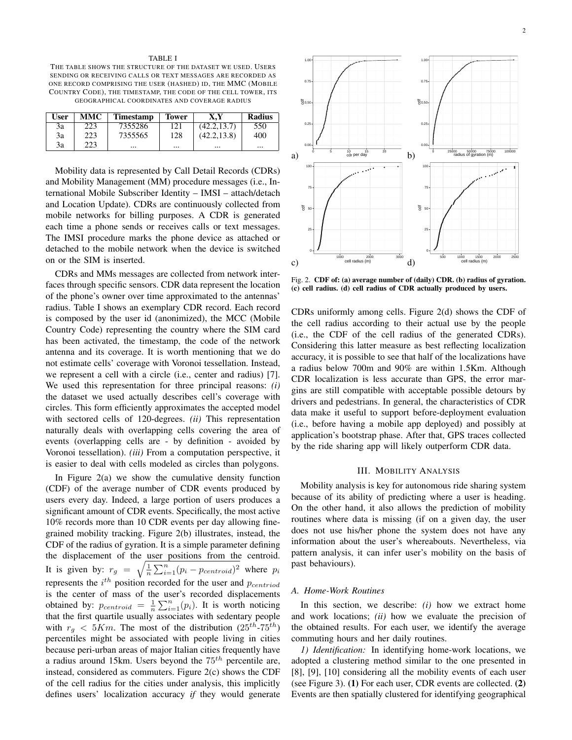TABLE I

THE TABLE SHOWS THE STRUCTURE OF THE DATASET WE USED. USERS SENDING OR RECEIVING CALLS OR TEXT MESSAGES ARE RECORDED AS ONE RECORD COMPRISING THE USER (HASHED) ID, THE MMC (MOBILE COUNTRY CODE), THE TIMESTAMP, THE CODE OF THE CELL TOWER, ITS GEOGRAPHICAL COORDINATES AND COVERAGE RADIUS

| User | MMC | Timestamp | Tower | X,Y | Radius |
|---|---|---|---|---|---|
| 3a | 223 | 7355286 | 121 | (42.2,13.7) | 550 |
| 3a | 223 | 7355565 | 128 | (42.2,13.8) | 400 |
| 3a | 223 | ... | ... | ... | ... |

Mobility data is represented by Call Detail Records (CDRs) and Mobility Management (MM) procedure messages (i.e., International Mobile Subscriber Identity – IMSI – attach/detach and Location Update). CDRs are continuously collected from mobile networks for billing purposes. A CDR is generated each time a phone sends or receives calls or text messages. The IMSI procedure marks the phone device as attached or detached to the mobile network when the device is switched on or the SIM is inserted.

CDRs and MMs messages are collected from network interfaces through specific sensors. CDR data represent the location of the phone's owner over time approximated to the antennas' radius. Table I shows an exemplary CDR record. Each record is composed by the user id (anonimized), the MCC (Mobile Country Code) representing the country where the SIM card has been activated, the timestamp, the code of the network antenna and its coverage. It is worth mentioning that we do not estimate cells' coverage with Voronoi tessellation. Instead, we represent a cell with a circle (i.e., center and radius) [7]. We used this representation for three principal reasons: *(i)* the dataset we used actually describes cell's coverage with circles. This form efficiently approximates the accepted model with sectored cells of 120-degrees. *(ii)* This representation naturally deals with overlapping cells covering the area of events (overlapping cells are - by definition - avoided by Voronoi tessellation). *(iii)* From a computation perspective, it is easier to deal with cells modeled as circles than polygons.

In Figure 2(a) we show the cumulative density function (CDF) of the average number of CDR events produced by users every day. Indeed, a large portion of users produces a significant amount of CDR events. Specifically, the most active 10% records more than 10 CDR events per day allowing fine-grained mobility tracking. Figure 2(b) illustrates, instead, the CDF of the radius of gyration. It is a simple parameter defining the displacement of the user positions from the centroid. It is given by: $r_g = \sqrt{\frac{1}{n}\sum_{i=1}^{n}(p_i - p_{centriod})^2}$ where $p_i$ represents the $i^{th}$ position recorded for the user and $p_{centriod}$ is the center of mass of the user's recorded displacements obtained by: $p_{centroid} = \frac{1}{n}\sum_{i=1}^{n}(p_i)$. It is worth noticing that the first quartile usually associates with sedentary people with $r_g < 5Km$. The most of the distribution ($25^{th}$-$75^{th}$) percentiles might be associated with people living in cities because peri-urban areas of major Italian cities frequently have a radius around 15km. Users beyond the $75^{th}$ percentile are, instead, considered as commuters. Figure 2(c) shows the CDF of the cell radius for the cities under analysis, this implicitly defines users' localization accuracy *if* they would generate CDRs uniformly among cells. Figure 2(d) shows the CDF of the cell radius according to their actual use by the people (i.e., the CDF of the cell radius of the generated CDRs). Considering this latter measure as best reflecting localization accuracy, it is possible to see that half of the localizations have a radius below 700m and 90% are within 1.5Km. Although CDR localization is less accurate than GPS, the error margins are still compatible with acceptable possible detours by drivers and pedestrians. In general, the characteristics of CDR data make it useful to support before-deployment evaluation (i.e., before having a mobile app deployed) and possibly at application's bootstrap phase. After that, GPS traces collected by the ride sharing app will likely outperform CDR data.

Fig. 2. **CDF of: (a) average number of (daily) CDR. (b) radius of gyration. (c) cell radius. (d) cell radius of CDR actually produced by users.**

## III. MOBILITY ANALYSIS

Mobility analysis is key for autonomous ride sharing system because of its ability of predicting where a user is heading. On the other hand, it also allows the prediction of mobility routines where data is missing (if on a given day, the user does not use his/her phone the system does not have any information about the user's whereabouts. Nevertheless, via pattern analysis, it can infer user's mobility on the basis of past behaviours).

### A. Home-Work Routines

In this section, we describe: *(i)* how we extract home and work locations; *(ii)* how we evaluate the precision of the obtained results. For each user, we identify the average commuting hours and her daily routines.

*1) Identification:* In identifying home-work locations, we adopted a clustering method similar to the one presented in [8], [9], [10] considering all the mobility events of each user (see Figure 3). **(1)** For each user, CDR events are collected. **(2)** Events are then spatially clustered for identifying geographical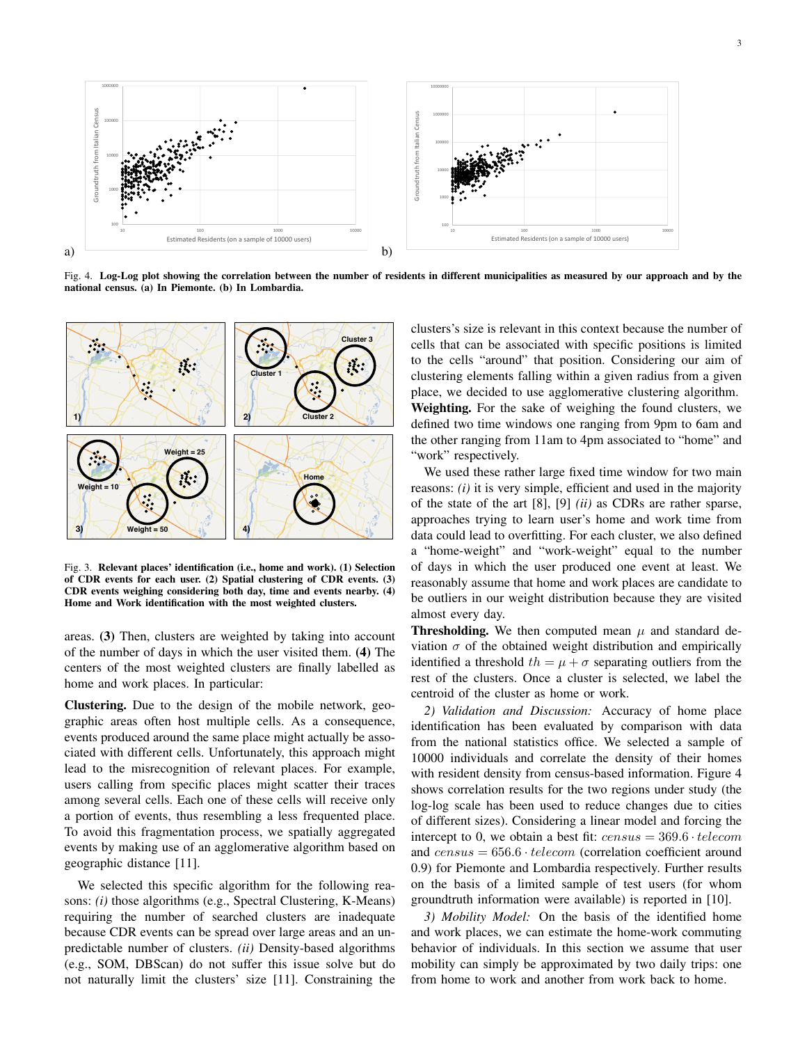Fig. 4. **Log-Log plot showing the correlation between the number of residents in different municipalities as measured by our approach and by the national census. (a) In Piemonte. (b) In Lombardia.**

Fig. 3. **Relevant places' identification (i.e., home and work). (1) Selection of CDR events for each user. (2) Spatial clustering of CDR events. (3) CDR events weighing considering both day, time and events nearby. (4) Home and Work identification with the most weighted clusters.**

areas. **(3)** Then, clusters are weighted by taking into account of the number of days in which the user visited them. **(4)** The centers of the most weighted clusters are finally labelled as home and work places. In particular:

**Clustering.** Due to the design of the mobile network, geographic areas often host multiple cells. As a consequence, events produced around the same place might actually be associated with different cells. Unfortunately, this approach might lead to the misrecognition of relevant places. For example, users calling from specific places might scatter their traces among several cells. Each one of these cells will receive only a portion of events, thus resembling a less frequented place. To avoid this fragmentation process, we spatially aggregated events by making use of an agglomerative algorithm based on geographic distance [11].

We selected this specific algorithm for the following reasons: *(i)* those algorithms (e.g., Spectral Clustering, K-Means) requiring the number of searched clusters are inadequate because CDR events can be spread over large areas and an unpredictable number of clusters. *(ii)* Density-based algorithms (e.g., SOM, DBScan) do not suffer this issue solve but do not naturally limit the clusters' size [11]. Constraining the clusters's size is relevant in this context because the number of cells that can be associated with specific positions is limited to the cells "around" that position. Considering our aim of clustering elements falling within a given radius from a given place, we decided to use agglomerative clustering algorithm.

**Weighting.** For the sake of weighing the found clusters, we defined two time windows one ranging from 9pm to 6am and the other ranging from 11am to 4pm associated to "home" and "work" respectively.

We used these rather large fixed time window for two main reasons: *(i)* it is very simple, efficient and used in the majority of the state of the art [8], [9] *(ii)* as CDRs are rather sparse, approaches trying to learn user's home and work time from data could lead to overfitting. For each cluster, we also defined a "home-weight" and "work-weight" equal to the number of days in which the user produced one event at least. We reasonably assume that home and work places are candidate to be outliers in our weight distribution because they are visited almost every day.

**Thresholding.** We then computed mean $\mu$ and standard deviation $\sigma$ of the obtained weight distribution and empirically identified a threshold $th = \mu + \sigma$ separating outliers from the rest of the clusters. Once a cluster is selected, we label the centroid of the cluster as home or work.

*2) Validation and Discussion:* Accuracy of home place identification has been evaluated by comparison with data from the national statistics office. We selected a sample of 10000 individuals and correlate the density of their homes with resident density from census-based information. Figure 4 shows correlation results for the two regions under study (the log-log scale has been used to reduce changes due to cities of different sizes). Considering a linear model and forcing the intercept to 0, we obtain a best fit: $census = 369.6 \cdot telecom$ and $census = 656.6 \cdot telecom$ (correlation coefficient around 0.9) for Piemonte and Lombardia respectively. Further results on the basis of a limited sample of test users (for whom groundtruth information were available) is reported in [10].

*3) Mobility Model:* On the basis of the identified home and work places, we can estimate the home-work commuting behavior of individuals. In this section we assume that user mobility can simply be approximated by two daily trips: one from home to work and another from work back to home.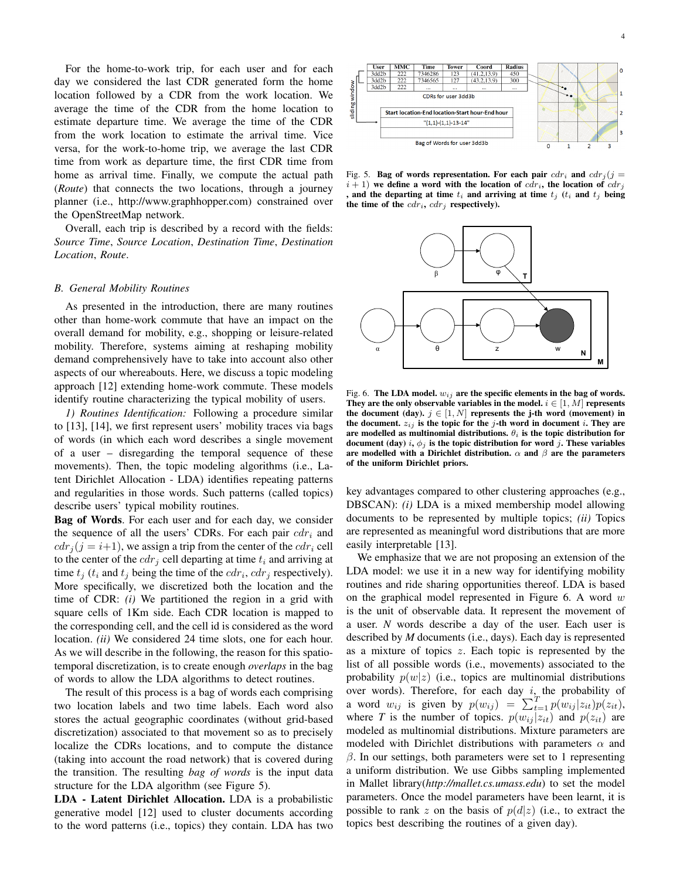For the home-to-work trip, for each user and for each day we considered the last CDR generated form the home location followed by a CDR from the work location. We average the time of the CDR from the home location to estimate departure time. We average the time of the CDR from the work location to estimate the arrival time. Vice versa, for the work-to-home trip, we average the last CDR time from work as departure time, the first CDR time from home as arrival time. Finally, we compute the actual path (*Route*) that connects the two locations, through a journey planner (i.e., http://www.graphhopper.com) constrained over the OpenStreetMap network.

Overall, each trip is described by a record with the fields: *Source Time*, *Source Location*, *Destination Time*, *Destination Location*, *Route*.

### B. General Mobility Routines

As presented in the introduction, there are many routines other than home-work commute that have an impact on the overall demand for mobility, e.g., shopping or leisure-related mobility. Therefore, systems aiming at reshaping mobility demand comprehensively have to take into account also other aspects of our whereabouts. Here, we discuss a topic modeling approach [12] extending home-work commute. These models identify routine characterizing the typical mobility of users.

*1) Routines Identification:* Following a procedure similar to [13], [14], we first represent users' mobility traces via bags of words (in which each word describes a single movement of a user – disregarding the temporal sequence of these movements). Then, the topic modeling algorithms (i.e., Latent Dirichlet Allocation - LDA) identifies repeating patterns and regularities in those words. Such patterns (called topics) describe users' typical mobility routines.

**Bag of Words**. For each user and for each day, we consider the sequence of all the users' CDRs. For each pair $cdr_i$ and $cdr_j (j = i+1)$, we assign a trip from the center of the $cdr_i$ cell to the center of the $cdr_j$ cell departing at time $t_i$ and arriving at time $t_j$ ($t_i$ and $t_j$ being the time of the $cdr_i$, $cdr_j$ respectively). More specifically, we discretized both the location and the time of CDR: *(i)* We partitioned the region in a grid with square cells of 1Km side. Each CDR location is mapped to the corresponding cell, and the cell id is considered as the word location. *(ii)* We considered 24 time slots, one for each hour. As we will describe in the following, the reason for this spatio-temporal discretization, is to create enough *overlaps* in the bag of words to allow the LDA algorithms to detect routines.

The result of this process is a bag of words each comprising two location labels and two time labels. Each word also stores the actual geographic coordinates (without grid-based discretization) associated to that movement so as to precisely localize the CDRs locations, and to compute the distance (taking into account the road network) that is covered during the transition. The resulting *bag of words* is the input data structure for the LDA algorithm (see Figure 5).

**LDA - Latent Dirichlet Allocation.** LDA is a probabilistic generative model [12] used to cluster documents according to the word patterns (i.e., topics) they contain. LDA has two key advantages compared to other clustering approaches (e.g., DBSCAN): *(i)* LDA is a mixed membership model allowing documents to be represented by multiple topics; *(ii)* Topics are represented as meaningful word distributions that are more easily interpretable [13].

| User | MMC | Time | Tower | Coord | Radius |
|---|---|---|---|---|---|
| 3dd2b | 222 | 7346286 | 123 | (41.2,13.9) | 450 |
| 3dd2b | 222 | 7346565 | 127 | (43.2,13.9) | 300 |
| 3dd2b | 222 | ... | ... | ... | ... |

CDRs for user 3dd3b

| Start location-End location-Start hour-End hour |
|---|
| "(1,1)-(1,1)-13-14" |

Bag of Words for user 3dd3b

Fig. 5. **Bag of words representation. For each pair $cdr_i$ and $cdr_j (j = i+1)$ we define a word with the location of $cdr_i$, the location of $cdr_j$, and the departing at time $t_i$ and arriving at time $t_j$ ($t_i$ and $t_j$ being the time of the $cdr_i$, $cdr_j$ respectively).**

Fig. 6. **The LDA model. $w_{ij}$ are the specific elements in the bag of words. They are the only observable variables in the model. $i \in [1, M]$ represents the document (day). $j \in [1, N]$ represents the j-th word (movement) in the document. $z_{ij}$ is the topic for the $j$-th word in document $i$. They are are modelled as multinomial distributions. $\theta_i$ is the topic distribution for document (day) $i$, $\phi_j$ is the topic distribution for word $j$. These variables are modelled with a Dirichlet distribution. $\alpha$ and $\beta$ are the parameters of the uniform Dirichlet priors.**

We emphasize that we are not proposing an extension of the LDA model: we use it in a new way for identifying mobility routines and ride sharing opportunities thereof. LDA is based on the graphical model represented in Figure 6. A word $w$ is the unit of observable data. It represent the movement of a user. *N* words describe a day of the user. Each user is described by *M* documents (i.e., days). Each day is represented as a mixture of topics $z$. Each topic is represented by the list of all possible words (i.e., movements) associated to the probability $p(w|z)$ (i.e., topics are multinomial distributions over words). Therefore, for each day $i$, the probability of a word $w_{ij}$ is given by $p(w_{ij}) = \sum_{t=1}^{T} p(w_{ij}|z_{it})p(z_{it})$, where *T* is the number of topics. $p(w_{ij}|z_{it})$ and $p(z_{it})$ are modeled as multinomial distributions. Mixture parameters are modeled with Dirichlet distributions with parameters $\alpha$ and $\beta$. In our settings, both parameters were set to 1 representing a uniform distribution. We use Gibbs sampling implemented in Mallet library(*http://mallet.cs.umass.edu*) to set the model parameters. Once the model parameters have been learnt, it is possible to rank $z$ on the basis of $p(d|z)$ (i.e., to extract the topics best describing the routines of a given day).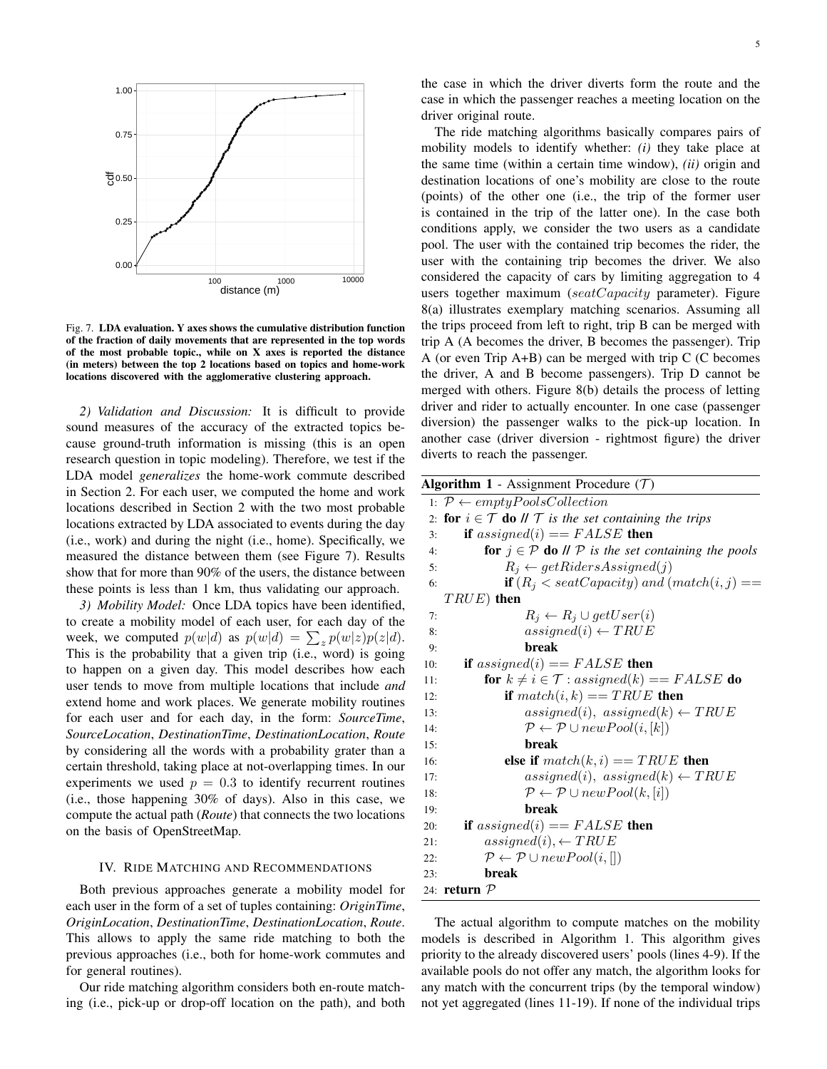Fig. 7. **LDA evaluation. Y axes shows the cumulative distribution function of the fraction of daily movements that are represented in the top words of the most probable topic., while on X axes is reported the distance (in meters) between the top 2 locations based on topics and home-work locations discovered with the agglomerative clustering approach.**

*2) Validation and Discussion:* It is difficult to provide sound measures of the accuracy of the extracted topics because ground-truth information is missing (this is an open research question in topic modeling). Therefore, we test if the LDA model *generalizes* the home-work commute described in Section 2. For each user, we computed the home and work locations described in Section 2 with the two most probable locations extracted by LDA associated to events during the day (i.e., work) and during the night (i.e., home). Specifically, we measured the distance between them (see Figure 7). Results show that for more than 90% of the users, the distance between these points is less than 1 km, thus validating our approach.

*3) Mobility Model:* Once LDA topics have been identified, to create a mobility model of each user, for each day of the week, we computed $p(w|d)$ as $p(w|d) = \sum_z p(w|z)p(z|d)$. This is the probability that a given trip (i.e., word) is going to happen on a given day. This model describes how each user tends to move from multiple locations that include *and* extend home and work places. We generate mobility routines for each user and for each day, in the form: ***SourceTime***, ***SourceLocation***, ***DestinationTime***, ***DestinationLocation***, ***Route*** by considering all the words with a probability grater than a certain threshold, taking place at not-overlapping times. In our experiments we used $p = 0.3$ to identify recurrent routines (i.e., those happening 30% of days). Also in this case, we compute the actual path (***Route***) that connects the two locations on the basis of OpenStreetMap.

## IV. Ride Matching and Recommendations

Both previous approaches generate a mobility model for each user in the form of a set of tuples containing: ***OriginTime***, ***OriginLocation***, ***DestinationTime***, ***DestinationLocation***, ***Route***. This allows to apply the same ride matching to both the previous approaches (i.e., both for home-work commutes and for general routines).

Our ride matching algorithm considers both en-route matching (i.e., pick-up or drop-off location on the path), and both the case in which the driver diverts form the route and the case in which the passenger reaches a meeting location on the driver original route.

The ride matching algorithms basically compares pairs of mobility models to identify whether: *(i)* they take place at the same time (within a certain time window), *(ii)* origin and destination locations of one's mobility are close to the route (points) of the other one (i.e., the trip of the former user is contained in the trip of the latter one). In the case both conditions apply, we consider the two users as a candidate pool. The user with the contained trip becomes the rider, the user with the containing trip becomes the driver. We also considered the capacity of cars by limiting aggregation to 4 users together maximum ($seatCapacity$ parameter). Figure 8(a) illustrates exemplary matching scenarios. Assuming all the trips proceed from left to right, trip B can be merged with trip A (A becomes the driver, B becomes the passenger). Trip A (or even Trip A+B) can be merged with trip C (C becomes the driver, A and B become passengers). Trip D cannot be merged with others. Figure 8(b) details the process of letting driver and rider to actually encounter. In one case (passenger diversion) the passenger walks to the pick-up location. In another case (driver diversion - rightmost figure) the driver diverts to reach the passenger.

**Algorithm 1** - Assignment Procedure ($\mathcal{T}$)

```
1: P ← emptyPoolsCollection
2: for i ∈ T do // T is the set containing the trips
3:     if assigned(i) == FALSE then
4:         for j ∈ P do // P is the set containing the pools
5:             R_j ← getRidersAssigned(j)
6:             if (R_j < seatCapacity) and (match(i, j) == TRUE) then
7:                 R_j ← R_j ∪ getUser(i)
8:                 assigned(i) ← TRUE
9:                 break
10:    if assigned(i) == FALSE then
11:        for k ≠ i ∈ T : assigned(k) == FALSE do
12:            if match(i, k) == TRUE then
13:                assigned(i), assigned(k) ← TRUE
14:                P ← P ∪ newPool(i, [k])
15:                break
16:            else if match(k, i) == TRUE then
17:                assigned(i), assigned(k) ← TRUE
18:                P ← P ∪ newPool(k, [i])
19:                break
20:    if assigned(i) == FALSE then
21:        assigned(i), ← TRUE
22:        P ← P ∪ newPool(i, [])
23:        break
24: return P
```

The actual algorithm to compute matches on the mobility models is described in Algorithm 1. This algorithm gives priority to the already discovered users' pools (lines 4-9). If the available pools do not offer any match, the algorithm looks for any match with the concurrent trips (by the temporal window) not yet aggregated (lines 11-19). If none of the individual trips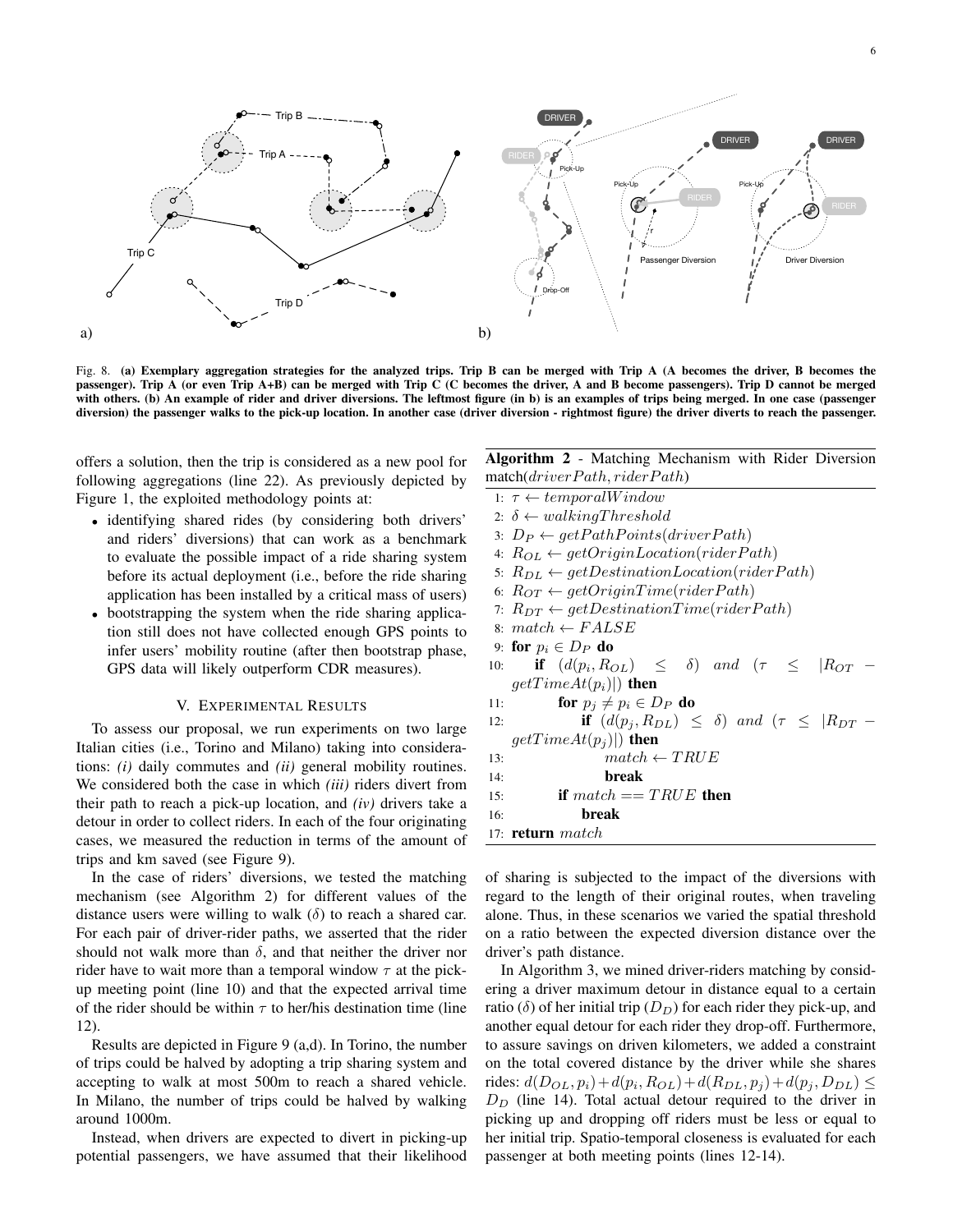Fig. 8. **(a) Exemplary aggregation strategies for the analyzed trips. Trip B can be merged with Trip A (A becomes the driver, B becomes the passenger). Trip A (or even Trip A+B) can be merged with Trip C (C becomes the driver, A and B become passengers). Trip D cannot be merged with others. (b) An example of rider and driver diversions. The leftmost figure (in b) is an examples of trips being merged. In one case (passenger diversion) the passenger walks to the pick-up location. In another case (driver diversion - rightmost figure) the driver diverts to reach the passenger.**

offers a solution, then the trip is considered as a new pool for following aggregations (line 22). As previously depicted by Figure 1, the exploited methodology points at:

- identifying shared rides (by considering both drivers' and riders' diversions) that can work as a benchmark to evaluate the possible impact of a ride sharing system before its actual deployment (i.e., before the ride sharing application has been installed by a critical mass of users)
- bootstrapping the system when the ride sharing application still does not have collected enough GPS points to infer users' mobility routine (after then bootstrap phase, GPS data will likely outperform CDR measures).

## V. Experimental Results

To assess our proposal, we run experiments on two large Italian cities (i.e., Torino and Milano) taking into considerations: *(i)* daily commutes and *(ii)* general mobility routines. We considered both the case in which *(iii)* riders divert from their path to reach a pick-up location, and *(iv)* drivers take a detour in order to collect riders. In each of the four originating cases, we measured the reduction in terms of the amount of trips and km saved (see Figure 9).

In the case of riders' diversions, we tested the matching mechanism (see Algorithm 2) for different values of the distance users were willing to walk ($\delta$) to reach a shared car. For each pair of driver-rider paths, we asserted that the rider should not walk more than $\delta$, and that neither the driver nor rider have to wait more than a temporal window $\tau$ at the pick-up meeting point (line 10) and that the expected arrival time of the rider should be within $\tau$ to her/his destination time (line 12).

Results are depicted in Figure 9 (a,d). In Torino, the number of trips could be halved by adopting a trip sharing system and accepting to walk at most 500m to reach a shared vehicle. In Milano, the number of trips could be halved by walking around 1000m.

Instead, when drivers are expected to divert in picking-up potential passengers, we have assumed that their likelihood

**Algorithm 2** - Matching Mechanism with Rider Diversion
match($driverPath, riderPath$)

```
1: τ ← temporalWindow
2: δ ← walkingThreshold
3: D_P ← getPathPoints(driverPath)
4: R_OL ← getOriginLocation(riderPath)
5: R_DL ← getDestinationLocation(riderPath)
6: R_OT ← getOriginTime(riderPath)
7: R_DT ← getDestinationTime(riderPath)
8: match ← FALSE
9: for p_i ∈ D_P do
10:     if (d(p_i, R_OL) ≤ δ) and (τ ≤ |R_OT − getTimeAt(p_i)|) then
11:         for p_j ≠ p_i ∈ D_P do
12:             if (d(p_j, R_DL) ≤ δ) and (τ ≤ |R_DT − getTimeAt(p_j)|) then
13:                 match ← TRUE
14:                 break
15:         if match == TRUE then
16:             break
17: return match
```

of sharing is subjected to the impact of the diversions with regard to the length of their original routes, when traveling alone. Thus, in these scenarios we varied the spatial threshold on a ratio between the expected diversion distance over the driver's path distance.

In Algorithm 3, we mined driver-riders matching by considering a driver maximum detour in distance equal to a certain ratio ($\delta$) of her initial trip ($D_D$) for each rider they pick-up, and another equal detour for each rider they drop-off. Furthermore, to assure savings on driven kilometers, we added a constraint on the total covered distance by the driver while she shares rides: $d(D_{OL}, p_i) + d(p_i, R_{OL}) + d(R_{DL}, p_j) + d(p_j, D_{DL}) \leq D_D$ (line 14). Total actual detour required to the driver in picking up and dropping off riders must be less or equal to her initial trip. Spatio-temporal closeness is evaluated for each passenger at both meeting points (lines 12-14).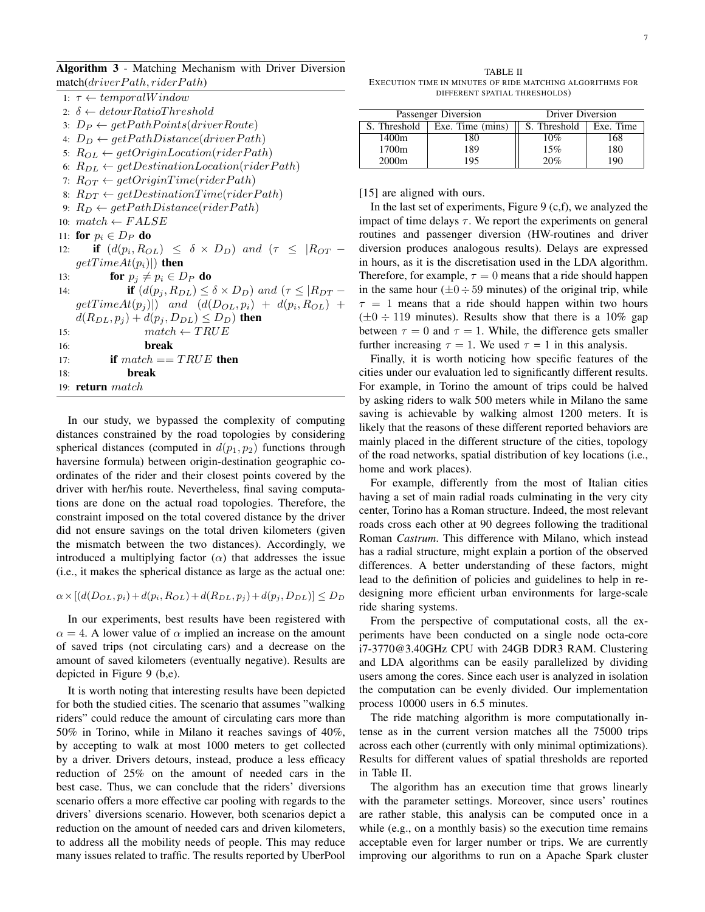**Algorithm 3** - Matching Mechanism with Driver Diversion match($driverPath, riderPath$)

```
1:  τ ← temporalWindow
2:  δ ← detourRatioThreshold
3:  D_P ← getPathPoints(driverRoute)
4:  D_D ← getPathDistance(driverPath)
5:  R_OL ← getOriginLocation(riderPath)
6:  R_DL ← getDestinationLocation(riderPath)
7:  R_OT ← getOriginTime(riderPath)
8:  R_DT ← getDestinationTime(riderPath)
9:  R_D ← getPathDistance(riderPath)
10: match ← FALSE
11: for p_i ∈ D_P do
12:     if (d(p_i, R_OL) ≤ δ × D_D) and (τ ≤ |R_OT − getTimeAt(p_i)|) then
13:         for p_j ≠ p_i ∈ D_P do
14:             if (d(p_j, R_DL) ≤ δ × D_D) and (τ ≤ |R_DT − getTimeAt(p_j)|) and (d(D_OL, p_i) + d(p_i, R_OL) + d(R_DL, p_j) + d(p_j, D_DL) ≤ D_D) then
15:                 match ← TRUE
16:                 break
17:         if match == TRUE then
18:             break
19: return match
```

In our study, we bypassed the complexity of computing distances constrained by the road topologies by considering spherical distances (computed in $d(p_1, p_2)$ functions through haversine formula) between origin-destination geographic coordinates of the rider and their closest points covered by the driver with her/his route. Nevertheless, final saving computations are done on the actual road topologies. Therefore, the constraint imposed on the total covered distance by the driver did not ensure savings on the total driven kilometers (given the mismatch between the two distances). Accordingly, we introduced a multiplying factor ($\alpha$) that addresses the issue (i.e., it makes the spherical distance as large as the actual one:

$$\alpha \times [(d(D_{OL}, p_i) + d(p_i, R_{OL}) + d(R_{DL}, p_j) + d(p_j, D_{DL})] \leq D_D$$

In our experiments, best results have been registered with $\alpha = 4$. A lower value of $\alpha$ implied an increase on the amount of saved trips (not circulating cars) and a decrease on the amount of saved kilometers (eventually negative). Results are depicted in Figure 9 (b,e).

It is worth noting that interesting results have been depicted for both the studied cities. The scenario that assumes "walking riders" could reduce the amount of circulating cars more than 50% in Torino, while in Milano it reaches savings of 40%, by accepting to walk at most 1000 meters to get collected by a driver. Drivers detours, instead, produce a less efficacy reduction of 25% on the amount of needed cars in the best case. Thus, we can conclude that the riders' diversions scenario offers a more effective car pooling with regards to the drivers' diversions scenario. However, both scenarios depict a reduction on the amount of needed cars and driven kilometers, to address all the mobility needs of people. This may reduce many issues related to traffic. The results reported by UberPool [15] are aligned with ours.

In the last set of experiments, Figure 9 (c,f), we analyzed the impact of time delays $\tau$. We report the experiments on general routines and passenger diversion (HW-routines and driver diversion produces analogous results). Delays are expressed in hours, as it is the discretisation used in the LDA algorithm. Therefore, for example, $\tau = 0$ means that a ride should happen in the same hour ($\pm 0 \div 59$ minutes) of the original trip, while $\tau = 1$ means that a ride should happen within two hours ($\pm 0 \div 119$ minutes). Results show that there is a 10% gap between $\tau = 0$ and $\tau = 1$. While, the difference gets smaller further increasing $\tau = 1$. We used $\tau = 1$ in this analysis.

Finally, it is worth noticing how specific features of the cities under our evaluation led to significantly different results. For example, in Torino the amount of trips could be halved by asking riders to walk 500 meters while in Milano the same saving is achievable by walking almost 1200 meters. It is likely that the reasons of these different reported behaviors are mainly placed in the different structure of the cities, topology of the road networks, spatial distribution of key locations (i.e., home and work places).

For example, differently from the most of Italian cities having a set of main radial roads culminating in the very city center, Torino has a Roman structure. Indeed, the most relevant roads cross each other at 90 degrees following the traditional Roman *Castrum*. This difference with Milano, which instead has a radial structure, might explain a portion of the observed differences. A better understanding of these factors, might lead to the definition of policies and guidelines to help in re-designing more efficient urban environments for large-scale ride sharing systems.

From the perspective of computational costs, all the experiments have been conducted on a single node octa-core i7-3770@3.40GHz CPU with 24GB DDR3 RAM. Clustering and LDA algorithms can be easily parallelized by dividing users among the cores. Since each user is analyzed in isolation the computation can be evenly divided. Our implementation process 10000 users in 6.5 minutes.

The ride matching algorithm is more computationally intense as in the current version matches all the 75000 trips across each other (currently with only minimal optimizations). Results for different values of spatial thresholds are reported in Table II.

TABLE II
EXECUTION TIME IN MINUTES OF RIDE MATCHING ALGORITHMS FOR DIFFERENT SPATIAL THRESHOLDS)

| Passenger Diversion | | Driver Diversion | |
|---|---|---|---|
| S. Threshold | Exe. Time (mins) | S. Threshold | Exe. Time |
| 1400m | 180 | 10% | 168 |
| 1700m | 189 | 15% | 180 |
| 2000m | 195 | 20% | 190 |

The algorithm has an execution time that grows linearly with the parameter settings. Moreover, since users' routines are rather stable, this analysis can be computed once in a while (e.g., on a monthly basis) so the execution time remains acceptable even for larger number or trips. We are currently improving our algorithms to run on a Apache Spark cluster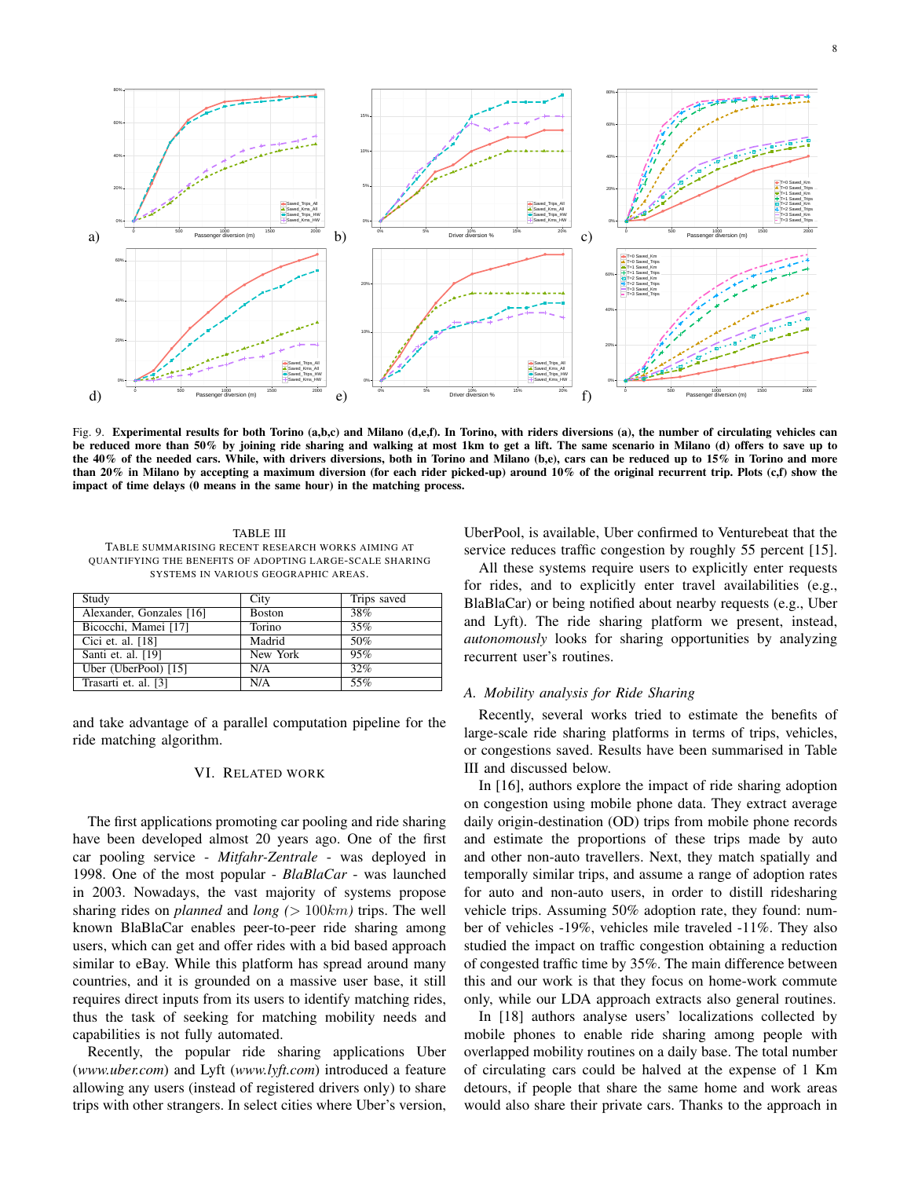Fig. 9. **Experimental results for both Torino (a,b,c) and Milano (d,e,f). In Torino, with riders diversions (a), the number of circulating vehicles can be reduced more than 50% by joining ride sharing and walking at most 1km to get a lift. The same scenario in Milano (d) offers to save up to the 40% of the needed cars. While, with drivers diversions, both in Torino and Milano (b,e), cars can be reduced up to 15% in Torino and more than 20% in Milano by accepting a maximum diversion (for each rider picked-up) around 10% of the original recurrent trip. Plots (c,f) show the impact of time delays (0 means in the same hour) in the matching process.**

TABLE III
TABLE SUMMARISING RECENT RESEARCH WORKS AIMING AT QUANTIFYING THE BENEFITS OF ADOPTING LARGE-SCALE SHARING SYSTEMS IN VARIOUS GEOGRAPHIC AREAS.

| Study | City | Trips saved |
|---|---|---|
| Alexander, Gonzales [16] | Boston | 38% |
| Bicocchi, Mamei [17] | Torino | 35% |
| Cici et. al. [18] | Madrid | 50% |
| Santi et. al. [19] | New York | 95% |
| Uber (UberPool) [15] | N/A | 32% |
| Trasarti et. al. [3] | N/A | 55% |

and take advantage of a parallel computation pipeline for the ride matching algorithm.

## VI. Related work

The first applications promoting car pooling and ride sharing have been developed almost 20 years ago. One of the first car pooling service - *Mitfahr-Zentrale* - was deployed in 1998. One of the most popular - *BlaBlaCar* - was launched in 2003. Nowadays, the vast majority of systems propose sharing rides on *planned* and *long* ($> 100km$) trips. The well known BlaBlaCar enables peer-to-peer ride sharing among users, which can get and offer rides with a bid based approach similar to eBay. While this platform has spread around many countries, and it is grounded on a massive user base, it still requires direct inputs from its users to identify matching rides, thus the task of seeking for matching mobility needs and capabilities is not fully automated.

Recently, the popular ride sharing applications Uber (*www.uber.com*) and Lyft (*www.lyft.com*) introduced a feature allowing any users (instead of registered drivers only) to share trips with other strangers. In select cities where Uber's version, UberPool, is available, Uber confirmed to Venturebeat that the service reduces traffic congestion by roughly 55 percent [15].

All these systems require users to explicitly enter requests for rides, and to explicitly enter travel availabilities (e.g., BlaBlaCar) or being notified about nearby requests (e.g., Uber and Lyft). The ride sharing platform we present, instead, *autonomously* looks for sharing opportunities by analyzing recurrent user's routines.

### A. Mobility analysis for Ride Sharing

Recently, several works tried to estimate the benefits of large-scale ride sharing platforms in terms of trips, vehicles, or congestions saved. Results have been summarised in Table III and discussed below.

In [16], authors explore the impact of ride sharing adoption on congestion using mobile phone data. They extract average daily origin-destination (OD) trips from mobile phone records and estimate the proportions of these trips made by auto and other non-auto travellers. Next, they match spatially and temporally similar trips, and assume a range of adoption rates for auto and non-auto users, in order to distill ridesharing vehicle trips. Assuming 50% adoption rate, they found: number of vehicles -19%, vehicles mile traveled -11%. They also studied the impact on traffic congestion obtaining a reduction of congested traffic time by 35%. The main difference between this and our work is that they focus on home-work commute only, while our LDA approach extracts also general routines.

In [18] authors analyse users' localizations collected by mobile phones to enable ride sharing among people with overlapped mobility routines on a daily base. The total number of circulating cars could be halved at the expense of 1 Km detours, if people that share the same home and work areas would also share their private cars. Thanks to the approach in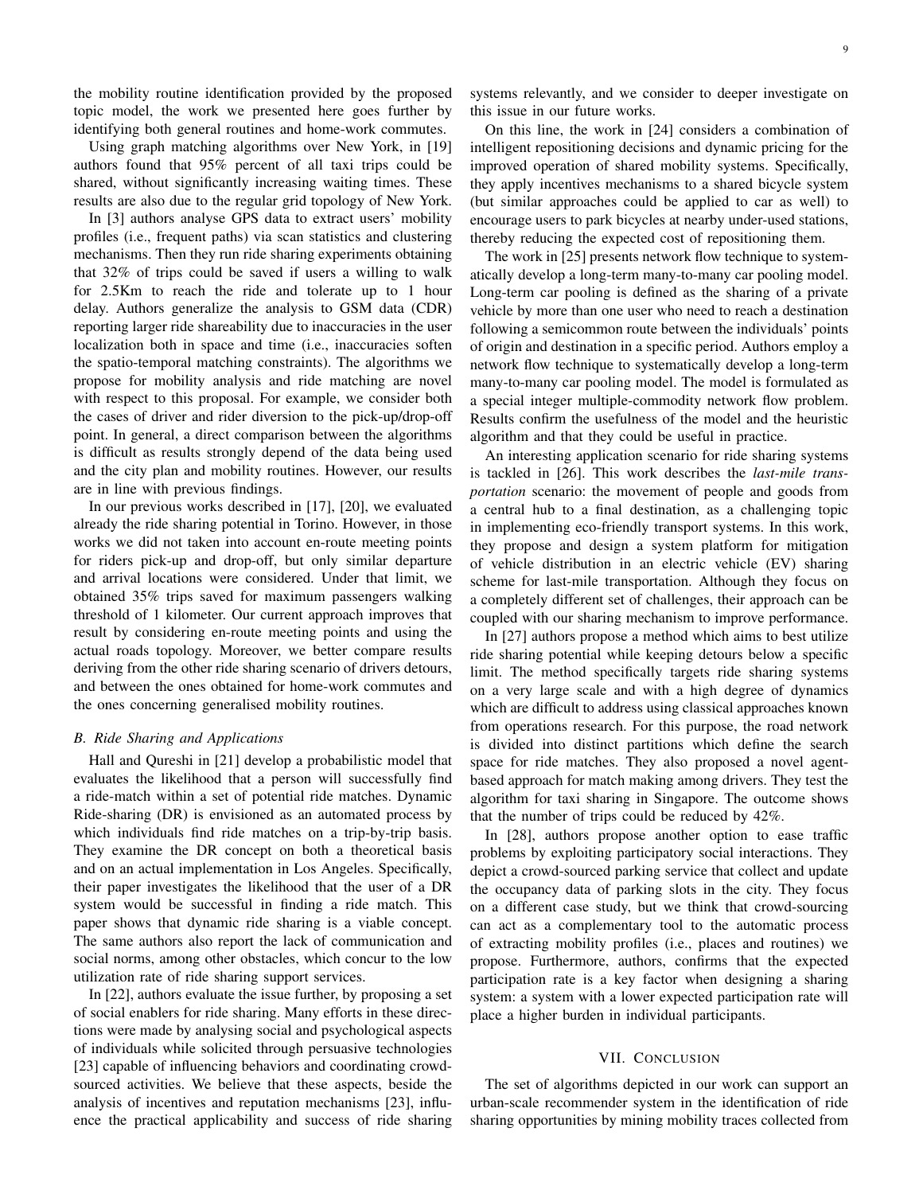the mobility routine identification provided by the proposed topic model, the work we presented here goes further by identifying both general routines and home-work commutes.

Using graph matching algorithms over New York, in [19] authors found that 95% percent of all taxi trips could be shared, without significantly increasing waiting times. These results are also due to the regular grid topology of New York.

In [3] authors analyse GPS data to extract users' mobility profiles (i.e., frequent paths) via scan statistics and clustering mechanisms. Then they run ride sharing experiments obtaining that 32% of trips could be saved if users a willing to walk for 2.5Km to reach the ride and tolerate up to 1 hour delay. Authors generalize the analysis to GSM data (CDR) reporting larger ride shareability due to inaccuracies in the user localization both in space and time (i.e., inaccuracies soften the spatio-temporal matching constraints). The algorithms we propose for mobility analysis and ride matching are novel with respect to this proposal. For example, we consider both the cases of driver and rider diversion to the pick-up/drop-off point. In general, a direct comparison between the algorithms is difficult as results strongly depend of the data being used and the city plan and mobility routines. However, our results are in line with previous findings.

In our previous works described in [17], [20], we evaluated already the ride sharing potential in Torino. However, in those works we did not taken into account en-route meeting points for riders pick-up and drop-off, but only similar departure and arrival locations were considered. Under that limit, we obtained 35% trips saved for maximum passengers walking threshold of 1 kilometer. Our current approach improves that result by considering en-route meeting points and using the actual roads topology. Moreover, we better compare results deriving from the other ride sharing scenario of drivers detours, and between the ones obtained for home-work commutes and the ones concerning generalised mobility routines.

### B. Ride Sharing and Applications

Hall and Qureshi in [21] develop a probabilistic model that evaluates the likelihood that a person will successfully find a ride-match within a set of potential ride matches. Dynamic Ride-sharing (DR) is envisioned as an automated process by which individuals find ride matches on a trip-by-trip basis. They examine the DR concept on both a theoretical basis and on an actual implementation in Los Angeles. Specifically, their paper investigates the likelihood that the user of a DR system would be successful in finding a ride match. This paper shows that dynamic ride sharing is a viable concept. The same authors also report the lack of communication and social norms, among other obstacles, which concur to the low utilization rate of ride sharing support services.

In [22], authors evaluate the issue further, by proposing a set of social enablers for ride sharing. Many efforts in these directions were made by analysing social and psychological aspects of individuals while solicited through persuasive technologies [23] capable of influencing behaviors and coordinating crowd-sourced activities. We believe that these aspects, beside the analysis of incentives and reputation mechanisms [23], influence the practical applicability and success of ride sharing systems relevantly, and we consider to deeper investigate on this issue in our future works.

On this line, the work in [24] considers a combination of intelligent repositioning decisions and dynamic pricing for the improved operation of shared mobility systems. Specifically, they apply incentives mechanisms to a shared bicycle system (but similar approaches could be applied to car as well) to encourage users to park bicycles at nearby under-used stations, thereby reducing the expected cost of repositioning them.

The work in [25] presents network flow technique to systematically develop a long-term many-to-many car pooling model. Long-term car pooling is defined as the sharing of a private vehicle by more than one user who need to reach a destination following a semicommon route between the individuals' points of origin and destination in a specific period. Authors employ a network flow technique to systematically develop a long-term many-to-many car pooling model. The model is formulated as a special integer multiple-commodity network flow problem. Results confirm the usefulness of the model and the heuristic algorithm and that they could be useful in practice.

An interesting application scenario for ride sharing systems is tackled in [26]. This work describes the *last-mile transportation* scenario: the movement of people and goods from a central hub to a final destination, as a challenging topic in implementing eco-friendly transport systems. In this work, they propose and design a system platform for mitigation of vehicle distribution in an electric vehicle (EV) sharing scheme for last-mile transportation. Although they focus on a completely different set of challenges, their approach can be coupled with our sharing mechanism to improve performance.

In [27] authors propose a method which aims to best utilize ride sharing potential while keeping detours below a specific limit. The method specifically targets ride sharing systems on a very large scale and with a high degree of dynamics which are difficult to address using classical approaches known from operations research. For this purpose, the road network is divided into distinct partitions which define the search space for ride matches. They also proposed a novel agent-based approach for match making among drivers. They test the algorithm for taxi sharing in Singapore. The outcome shows that the number of trips could be reduced by 42%.

In [28], authors propose another option to ease traffic problems by exploiting participatory social interactions. They depict a crowd-sourced parking service that collect and update the occupancy data of parking slots in the city. They focus on a different case study, but we think that crowd-sourcing can act as a complementary tool to the automatic process of extracting mobility profiles (i.e., places and routines) we propose. Furthermore, authors, confirms that the expected participation rate is a key factor when designing a sharing system: a system with a lower expected participation rate will place a higher burden in individual participants.

## VII. Conclusion

The set of algorithms depicted in our work can support an urban-scale recommender system in the identification of ride sharing opportunities by mining mobility traces collected from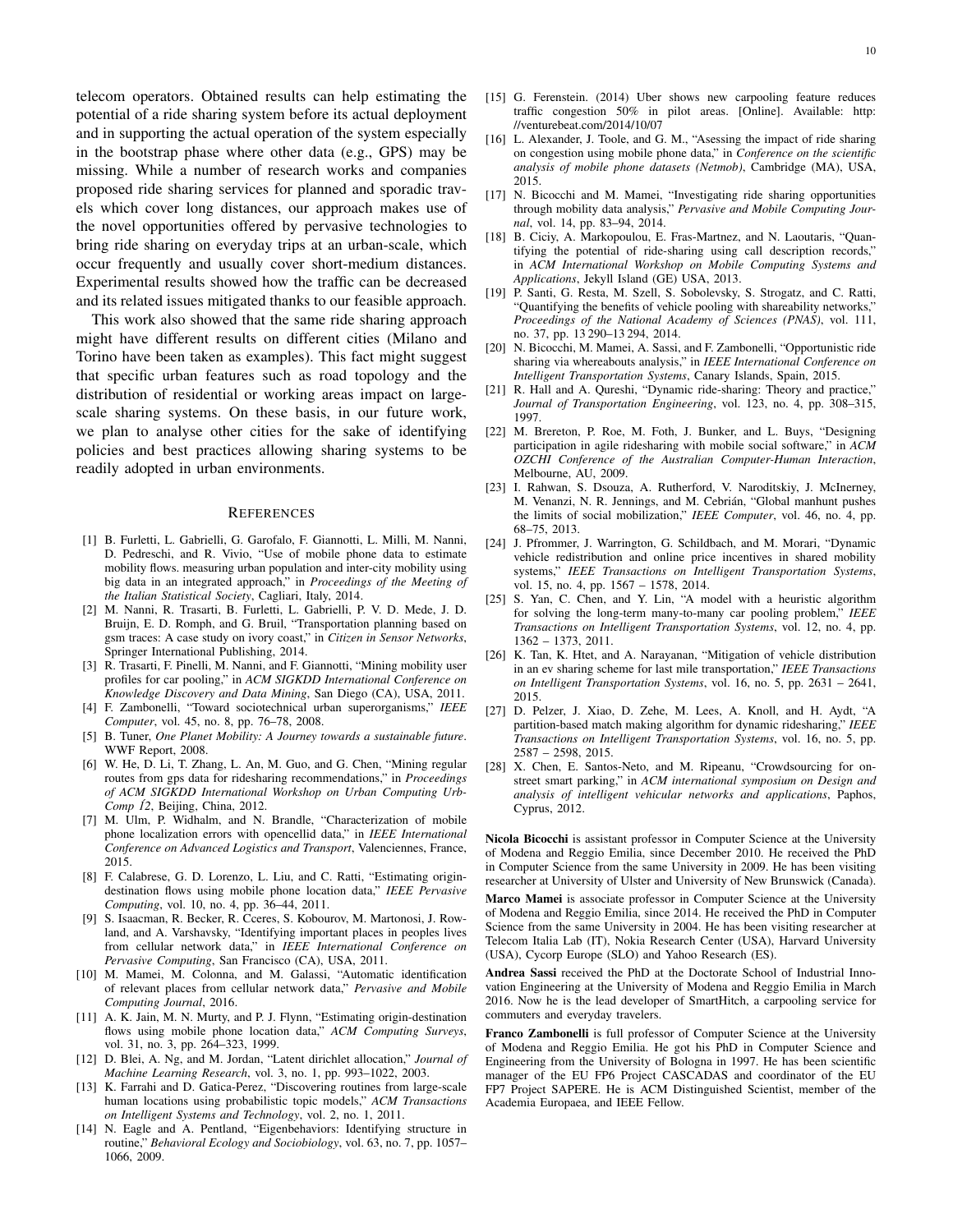telecom operators. Obtained results can help estimating the potential of a ride sharing system before its actual deployment and in supporting the actual operation of the system especially in the bootstrap phase where other data (e.g., GPS) may be missing. While a number of research works and companies proposed ride sharing services for planned and sporadic travels which cover long distances, our approach makes use of the novel opportunities offered by pervasive technologies to bring ride sharing on everyday trips at an urban-scale, which occur frequently and usually cover short-medium distances. Experimental results showed how the traffic can be decreased and its related issues mitigated thanks to our feasible approach.

This work also showed that the same ride sharing approach might have different results on different cities (Milano and Torino have been taken as examples). This fact might suggest that specific urban features such as road topology and the distribution of residential or working areas impact on large-scale sharing systems. On these basis, in our future work, we plan to analyse other cities for the sake of identifying policies and best practices allowing sharing systems to be readily adopted in urban environments.

## REFERENCES

[1] B. Furletti, L. Gabrielli, G. Garofalo, F. Giannotti, L. Milli, M. Nanni, D. Pedreschi, and R. Vivio, "Use of mobile phone data to estimate mobility flows. measuring urban population and inter-city mobility using big data in an integrated approach," in *Proceedings of the Meeting of the Italian Statistical Society*, Cagliari, Italy, 2014.

[2] M. Nanni, R. Trasarti, B. Furletti, L. Gabrielli, P. V. D. Mede, J. D. Bruijn, E. D. Romph, and G. Bruil, "Transportation planning based on gsm traces: A case study on ivory coast," in *Citizen in Sensor Networks*, Springer International Publishing, 2014.

[3] R. Trasarti, F. Pinelli, M. Nanni, and F. Giannotti, "Mining mobility user profiles for car pooling," in *ACM SIGKDD International Conference on Knowledge Discovery and Data Mining*, San Diego (CA), USA, 2011.

[4] F. Zambonelli, "Toward sociotechnical urban superorganisms," *IEEE Computer*, vol. 45, no. 8, pp. 76–78, 2008.

[5] B. Tuner, *One Planet Mobility: A Journey towards a sustainable future*. WWF Report, 2008.

[6] W. He, D. Li, T. Zhang, L. An, M. Guo, and G. Chen, "Mining regular routes from gps data for ridesharing recommendations," in *Proceedings of ACM SIGKDD International Workshop on Urban Computing UrbComp Í2*, Beijing, China, 2012.

[7] M. Ulm, P. Widhalm, and N. Brandle, "Characterization of mobile phone localization errors with opencellid data," in *IEEE International Conference on Advanced Logistics and Transport*, Valenciennes, France, 2015.

[8] F. Calabrese, G. D. Lorenzo, L. Liu, and C. Ratti, "Estimating origin-destination flows using mobile phone location data," *IEEE Pervasive Computing*, vol. 10, no. 4, pp. 36–44, 2011.

[9] S. Isaacman, R. Becker, R. Cceres, S. Kobourov, M. Martonosi, J. Rowland, and A. Varshavsky, "Identifying important places in peoples lives from cellular network data," in *IEEE International Conference on Pervasive Computing*, San Francisco (CA), USA, 2011.

[10] M. Mamei, M. Colonna, and M. Galassi, "Automatic identification of relevant places from cellular network data," *Pervasive and Mobile Computing Journal*, 2016.

[11] A. K. Jain, M. N. Murty, and P. J. Flynn, "Estimating origin-destination flows using mobile phone location data," *ACM Computing Surveys*, vol. 31, no. 3, pp. 264–323, 1999.

[12] D. Blei, A. Ng, and M. Jordan, "Latent dirichlet allocation," *Journal of Machine Learning Research*, vol. 3, no. 1, pp. 993–1022, 2003.

[13] K. Farrahi and D. Gatica-Perez, "Discovering routines from large-scale human locations using probabilistic topic models," *ACM Transactions on Intelligent Systems and Technology*, vol. 2, no. 1, 2011.

[14] N. Eagle and A. Pentland, "Eigenbehaviors: Identifying structure in routine," *Behavioral Ecology and Sociobiology*, vol. 63, no. 7, pp. 1057–1066, 2009.

[15] G. Ferenstein. (2014) Uber shows new carpooling feature reduces traffic congestion 50% in pilot areas. [Online]. Available: http://venturebeat.com/2014/10/07

[16] L. Alexander, J. Toole, and G. M., "Asessing the impact of ride sharing on congestion using mobile phone data," in *Conference on the scientific analysis of mobile phone datasets (Netmob)*, Cambridge (MA), USA, 2015.

[17] N. Bicocchi and M. Mamei, "Investigating ride sharing opportunities through mobility data analysis," *Pervasive and Mobile Computing Journal*, vol. 14, pp. 83–94, 2014.

[18] B. Ciciy, A. Markopoulou, E. Fras-Martnez, and N. Laoutaris, "Quantifying the potential of ride-sharing using call description records," in *ACM International Workshop on Mobile Computing Systems and Applications*, Jekyll Island (GE) USA, 2013.

[19] P. Santi, G. Resta, M. Szell, S. Sobolevsky, S. Strogatz, and C. Ratti, "Quantifying the benefits of vehicle pooling with shareability networks," *Proceedings of the National Academy of Sciences (PNAS)*, vol. 111, no. 37, pp. 13 290–13 294, 2014.

[20] N. Bicocchi, M. Mamei, A. Sassi, and F. Zambonelli, "Opportunistic ride sharing via whereabouts analysis," in *IEEE International Conference on Intelligent Transportation Systems*, Canary Islands, Spain, 2015.

[21] R. Hall and A. Qureshi, "Dynamic ride-sharing: Theory and practice," *Journal of Transportation Engineering*, vol. 123, no. 4, pp. 308–315, 1997.

[22] M. Brereton, P. Roe, M. Foth, J. Bunker, and L. Buys, "Designing participation in agile ridesharing with mobile social software," in *ACM OZCHI Conference of the Australian Computer-Human Interaction*, Melbourne, AU, 2009.

[23] I. Rahwan, S. Dsouza, A. Rutherford, V. Naroditskiy, J. McInerney, M. Venanzi, N. R. Jennings, and M. Cebrián, "Global manhunt pushes the limits of social mobilization," *IEEE Computer*, vol. 46, no. 4, pp. 68–75, 2013.

[24] J. Pfrommer, J. Warrington, G. Schildbach, and M. Morari, "Dynamic vehicle redistribution and online price incentives in shared mobility systems," *IEEE Transactions on Intelligent Transportation Systems*, vol. 15, no. 4, pp. 1567 – 1578, 2014.

[25] S. Yan, C. Chen, and Y. Lin, "A model with a heuristic algorithm for solving the long-term many-to-many car pooling problem," *IEEE Transactions on Intelligent Transportation Systems*, vol. 12, no. 4, pp. 1362 – 1373, 2011.

[26] K. Tan, K. Htet, and A. Narayanan, "Mitigation of vehicle distribution in an ev sharing scheme for last mile transportation," *IEEE Transactions on Intelligent Transportation Systems*, vol. 16, no. 5, pp. 2631 – 2641, 2015.

[27] D. Pelzer, J. Xiao, D. Zehe, M. Lees, A. Knoll, and H. Aydt, "A partition-based match making algorithm for dynamic ridesharing," *IEEE Transactions on Intelligent Transportation Systems*, vol. 16, no. 5, pp. 2587 – 2598, 2015.

[28] X. Chen, E. Santos-Neto, and M. Ripeanu, "Crowdsourcing for on-street smart parking," in *ACM international symposium on Design and analysis of intelligent vehicular networks and applications*, Paphos, Cyprus, 2012.

**Nicola Bicocchi** is assistant professor in Computer Science at the University of Modena and Reggio Emilia, since December 2010. He received the PhD in Computer Science from the same University in 2009. He has been visiting researcher at University of Ulster and University of New Brunswick (Canada).

**Marco Mamei** is associate professor in Computer Science at the University of Modena and Reggio Emilia, since 2014. He received the PhD in Computer Science from the same University in 2004. He has been visiting researcher at Telecom Italia Lab (IT), Nokia Research Center (USA), Harvard University (USA), Cycorp Europe (SLO) and Yahoo Research (ES).

**Andrea Sassi** received the PhD at the Doctorate School of Industrial Innovation Engineering at the University of Modena and Reggio Emilia in March 2016. Now he is the lead developer of SmartHitch, a carpooling service for commuters and everyday travelers.

**Franco Zambonelli** is full professor of Computer Science at the University of Modena and Reggio Emilia. He got his PhD in Computer Science and Engineering from the University of Bologna in 1997. He has been scientific manager of the EU FP6 Project CASCADAS and coordinator of the EU FP7 Project SAPERE. He is ACM Distinguished Scientist, member of the Academia Europaea, and IEEE Fellow.